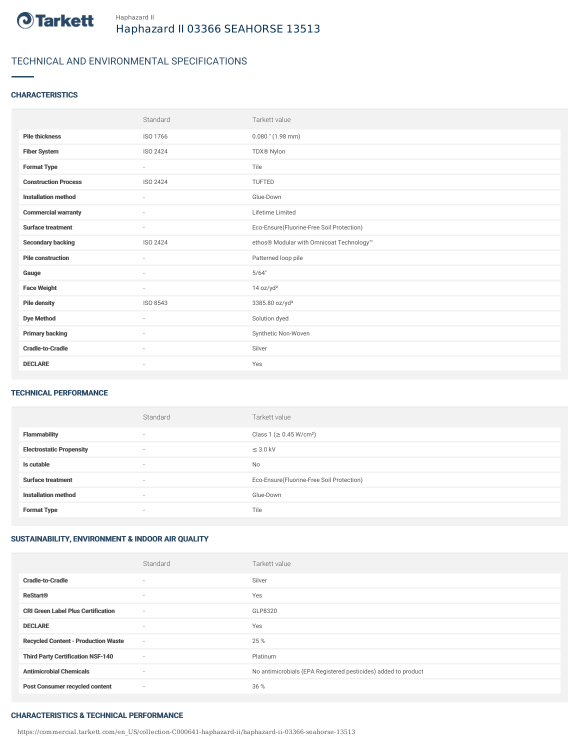Haphazard II

# Haphazard II 03366 SEAHORSE 13513

## TECHNICAL AND ENVIRONMENTAL SPECIFICATIONS

### CHARACTERISTICS

| | Standard | Tarkett value |
|---|---|---|
| **Pile thickness** | ISO 1766 | 0.080 " (1.98 mm) |
| **Fiber System** | ISO 2424 | TDX® Nylon |
| **Format Type** | - | Tile |
| **Construction Process** | ISO 2424 | TUFTED |
| **Installation method** | - | Glue-Down |
| **Commercial warranty** | - | Lifetime Limited |
| **Surface treatment** | - | Eco-Ensure(Fluorine-Free Soil Protection) |
| **Secondary backing** | ISO 2424 | ethos® Modular with Omnicoat Technology™ |
| **Pile construction** | - | Patterned loop pile |
| **Gauge** | - | 5/64" |
| **Face Weight** | - | 14 oz/yd² |
| **Pile density** | ISO 8543 | 3385.80 oz/yd³ |
| **Dye Method** | - | Solution dyed |
| **Primary backing** | - | Synthetic Non-Woven |
| **Cradle-to-Cradle** | - | Silver |
| **DECLARE** | - | Yes |

### TECHNICAL PERFORMANCE

| | Standard | Tarkett value |
|---|---|---|
| **Flammability** | - | Class 1 (≥ 0.45 W/cm²) |
| **Electrostatic Propensity** | - | ≤ 3.0 kV |
| **Is cutable** | - | No |
| **Surface treatment** | - | Eco-Ensure(Fluorine-Free Soil Protection) |
| **Installation method** | - | Glue-Down |
| **Format Type** | - | Tile |

### SUSTAINABILITY, ENVIRONMENT & INDOOR AIR QUALITY

| | Standard | Tarkett value |
|---|---|---|
| **Cradle-to-Cradle** | - | Silver |
| **ReStart®** | - | Yes |
| **CRI Green Label Plus Certification** | - | GLP8320 |
| **DECLARE** | - | Yes |
| **Recycled Content - Production Waste** | - | 25 % |
| **Third Party Certification NSF-140** | - | Platinum |
| **Antimicrobial Chemicals** | - | No antimicrobials (EPA Registered pesticides) added to product |
| **Post Consumer recycled content** | - | 36 % |

### CHARACTERISTICS & TECHNICAL PERFORMANCE

https://commercial.tarkett.com/en_US/collection-C000641-haphazard-ii/haphazard-ii-03366-seahorse-13513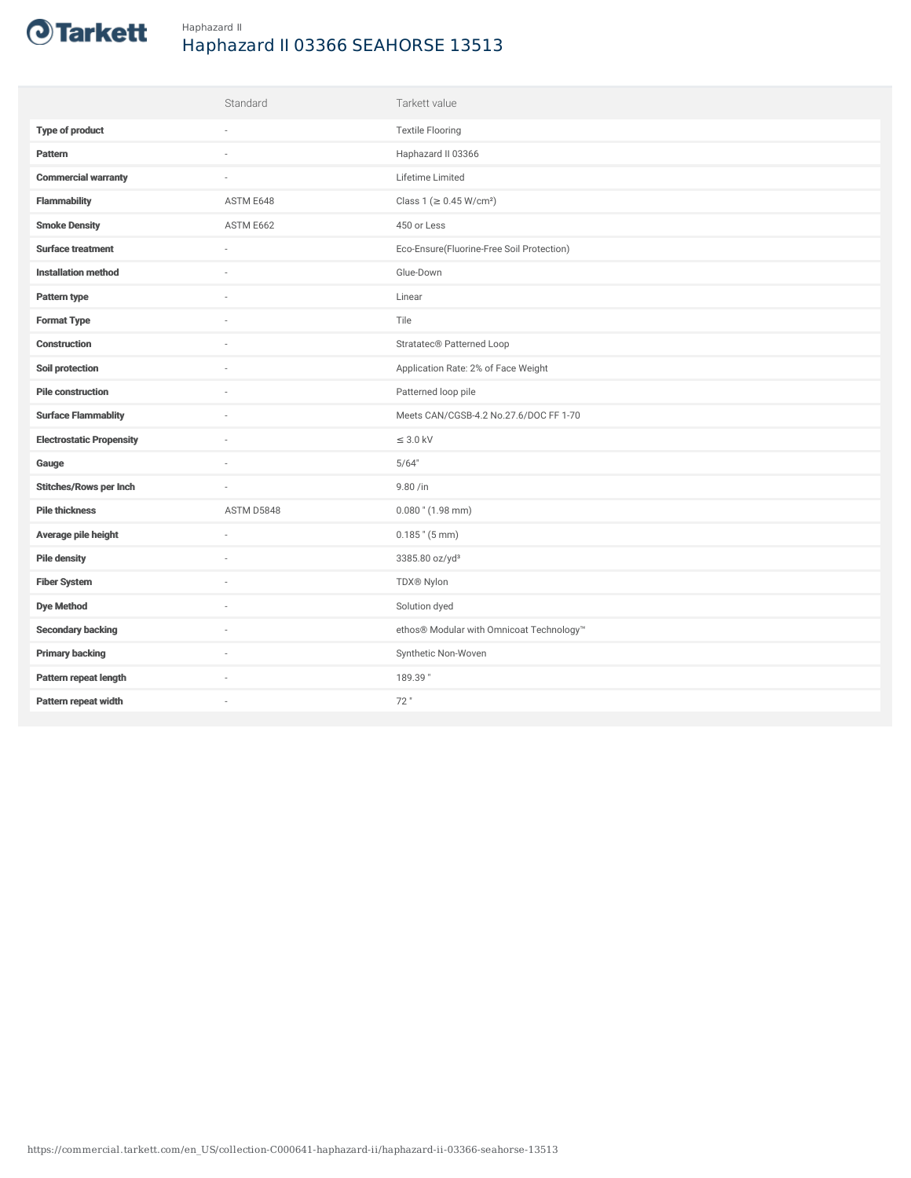Haphazard II

# Haphazard II 03366 SEAHORSE 13513

| | Standard | Tarkett value |
| --- | --- | --- |
| **Type of product** | - | Textile Flooring |
| **Pattern** | - | Haphazard II 03366 |
| **Commercial warranty** | - | Lifetime Limited |
| **Flammability** | ASTM E648 | Class 1 (≥ 0.45 W/cm²) |
| **Smoke Density** | ASTM E662 | 450 or Less |
| **Surface treatment** | - | Eco-Ensure(Fluorine-Free Soil Protection) |
| **Installation method** | - | Glue-Down |
| **Pattern type** | - | Linear |
| **Format Type** | - | Tile |
| **Construction** | - | Stratatec® Patterned Loop |
| **Soil protection** | - | Application Rate: 2% of Face Weight |
| **Pile construction** | - | Patterned loop pile |
| **Surface Flammablity** | - | Meets CAN/CGSB-4.2 No.27.6/DOC FF 1-70 |
| **Electrostatic Propensity** | - | ≤ 3.0 kV |
| **Gauge** | - | 5/64" |
| **Stitches/Rows per Inch** | - | 9.80 /in |
| **Pile thickness** | ASTM D5848 | 0.080 " (1.98 mm) |
| **Average pile height** | - | 0.185 " (5 mm) |
| **Pile density** | - | 3385.80 oz/yd³ |
| **Fiber System** | - | TDX® Nylon |
| **Dye Method** | - | Solution dyed |
| **Secondary backing** | - | ethos® Modular with Omnicoat Technology™ |
| **Primary backing** | - | Synthetic Non-Woven |
| **Pattern repeat length** | - | 189.39 " |
| **Pattern repeat width** | - | 72 " |

https://commercial.tarkett.com/en_US/collection-C000641-haphazard-ii/haphazard-ii-03366-seahorse-13513